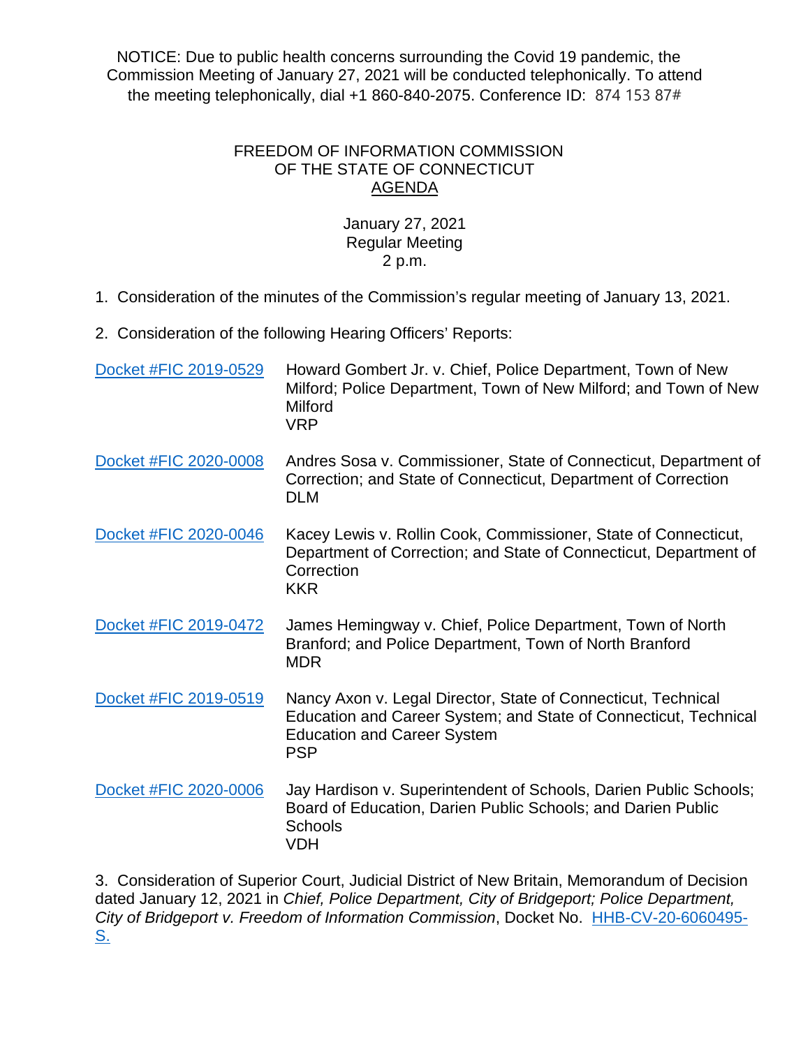NOTICE: Due to public health concerns surrounding the Covid 19 pandemic, the Commission Meeting of January 27, 2021 will be conducted telephonically. To attend the meeting telephonically, dial +1 860-840-2075. Conference ID: 874 153 87#

# FREEDOM OF INFORMATION COMMISSION OF THE STATE OF CONNECTICUT

## AGENDA

January 27, 2021
Regular Meeting
2 p.m.

1. Consideration of the minutes of the Commission's regular meeting of January 13, 2021.

2. Consideration of the following Hearing Officers' Reports:

| | |
|---|---|
| Docket #FIC 2019-0529 | Howard Gombert Jr. v. Chief, Police Department, Town of New Milford; Police Department, Town of New Milford; and Town of New Milford<br>VRP |
| Docket #FIC 2020-0008 | Andres Sosa v. Commissioner, State of Connecticut, Department of Correction; and State of Connecticut, Department of Correction<br>DLM |
| Docket #FIC 2020-0046 | Kacey Lewis v. Rollin Cook, Commissioner, State of Connecticut, Department of Correction; and State of Connecticut, Department of Correction<br>KKR |
| Docket #FIC 2019-0472 | James Hemingway v. Chief, Police Department, Town of North Branford; and Police Department, Town of North Branford<br>MDR |
| Docket #FIC 2019-0519 | Nancy Axon v. Legal Director, State of Connecticut, Technical Education and Career System; and State of Connecticut, Technical Education and Career System<br>PSP |
| Docket #FIC 2020-0006 | Jay Hardison v. Superintendent of Schools, Darien Public Schools; Board of Education, Darien Public Schools; and Darien Public Schools<br>VDH |

3. Consideration of Superior Court, Judicial District of New Britain, Memorandum of Decision dated January 12, 2021 in *Chief, Police Department, City of Bridgeport; Police Department, City of Bridgeport v. Freedom of Information Commission*, Docket No. HHB-CV-20-6060495-S.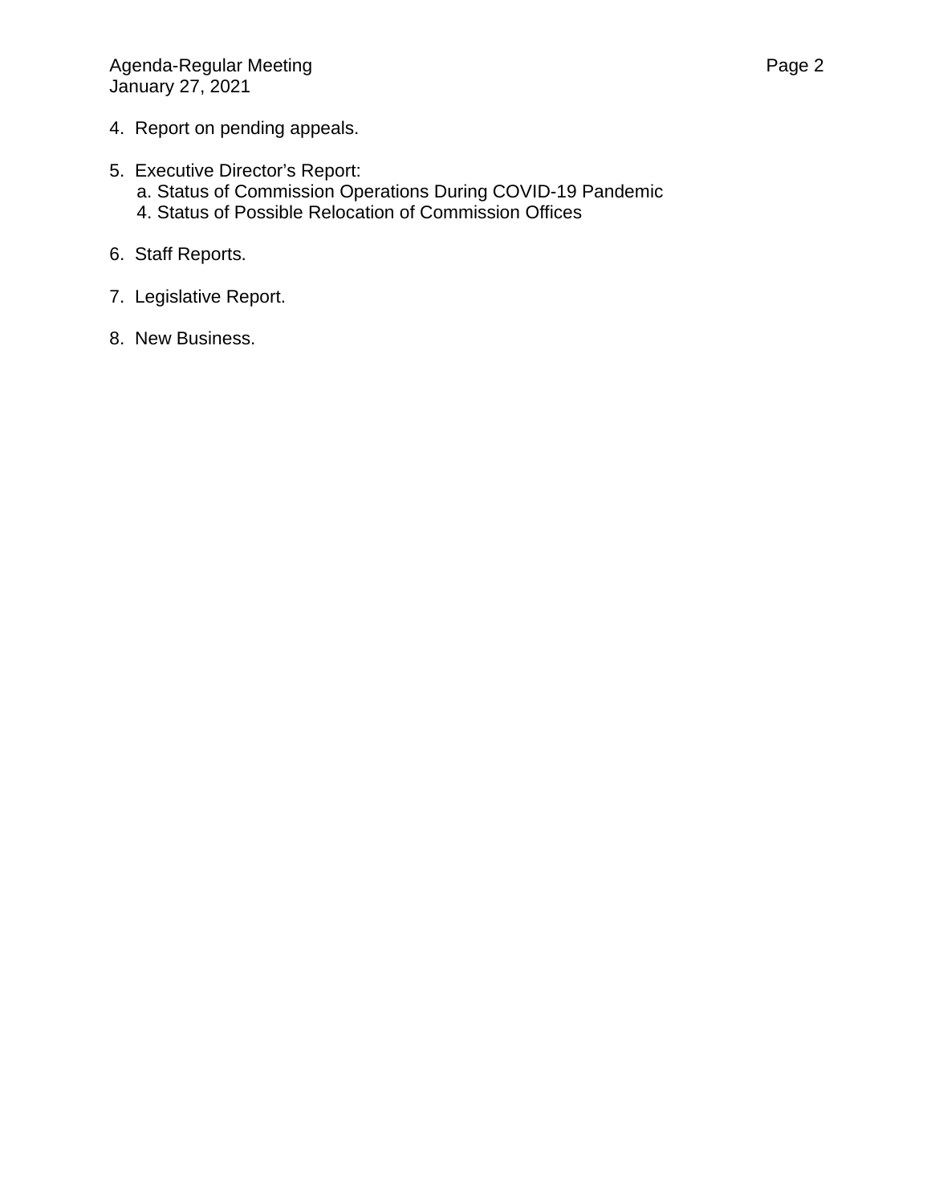4. Report on pending appeals.

5. Executive Director's Report:
   a. Status of Commission Operations During COVID-19 Pandemic
   4. Status of Possible Relocation of Commission Offices

6. Staff Reports.

7. Legislative Report.

8. New Business.